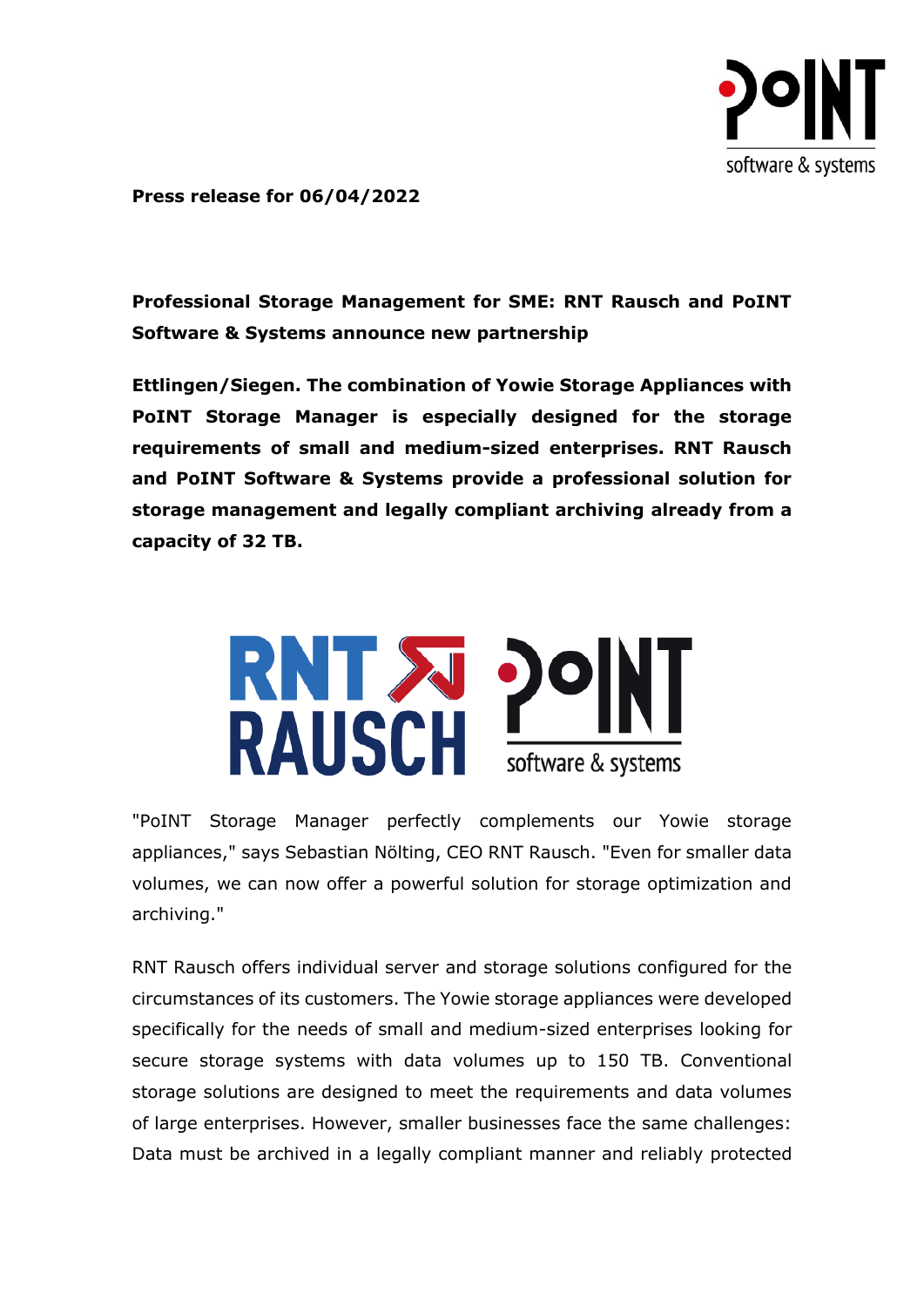**Press release for 06/04/2022**

**Professional Storage Management for SME: RNT Rausch and PoINT Software & Systems announce new partnership**

**Ettlingen/Siegen. The combination of Yowie Storage Appliances with PoINT Storage Manager is especially designed for the storage requirements of small and medium-sized enterprises. RNT Rausch and PoINT Software & Systems provide a professional solution for storage management and legally compliant archiving already from a capacity of 32 TB.**

"PoINT Storage Manager perfectly complements our Yowie storage appliances," says Sebastian Nölting, CEO RNT Rausch. "Even for smaller data volumes, we can now offer a powerful solution for storage optimization and archiving."

RNT Rausch offers individual server and storage solutions configured for the circumstances of its customers. The Yowie storage appliances were developed specifically for the needs of small and medium-sized enterprises looking for secure storage systems with data volumes up to 150 TB. Conventional storage solutions are designed to meet the requirements and data volumes of large enterprises. However, smaller businesses face the same challenges: Data must be archived in a legally compliant manner and reliably protected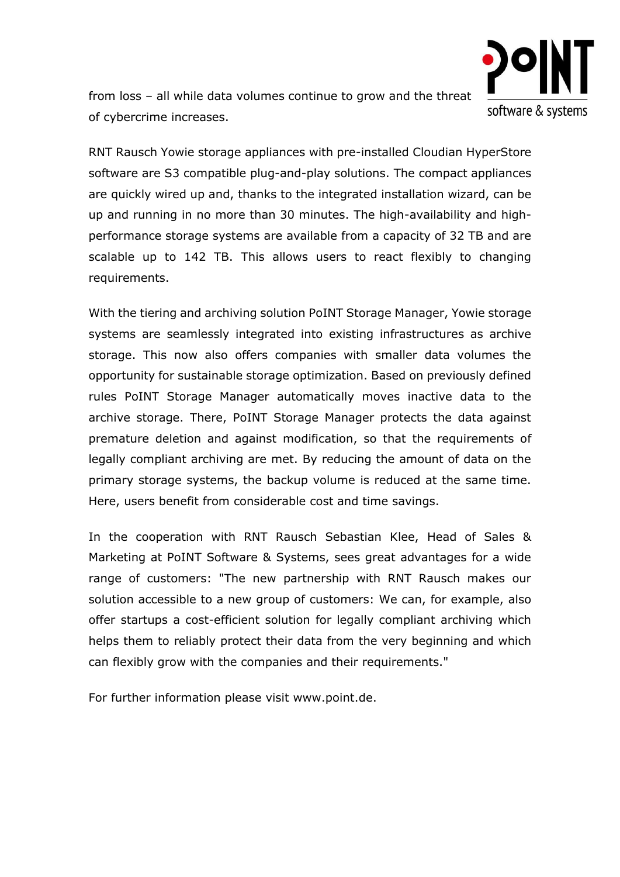from loss – all while data volumes continue to grow and the threat of cybercrime increases.

RNT Rausch Yowie storage appliances with pre-installed Cloudian HyperStore software are S3 compatible plug-and-play solutions. The compact appliances are quickly wired up and, thanks to the integrated installation wizard, can be up and running in no more than 30 minutes. The high-availability and high-performance storage systems are available from a capacity of 32 TB and are scalable up to 142 TB. This allows users to react flexibly to changing requirements.

With the tiering and archiving solution PoINT Storage Manager, Yowie storage systems are seamlessly integrated into existing infrastructures as archive storage. This now also offers companies with smaller data volumes the opportunity for sustainable storage optimization. Based on previously defined rules PoINT Storage Manager automatically moves inactive data to the archive storage. There, PoINT Storage Manager protects the data against premature deletion and against modification, so that the requirements of legally compliant archiving are met. By reducing the amount of data on the primary storage systems, the backup volume is reduced at the same time. Here, users benefit from considerable cost and time savings.

In the cooperation with RNT Rausch Sebastian Klee, Head of Sales & Marketing at PoINT Software & Systems, sees great advantages for a wide range of customers: "The new partnership with RNT Rausch makes our solution accessible to a new group of customers: We can, for example, also offer startups a cost-efficient solution for legally compliant archiving which helps them to reliably protect their data from the very beginning and which can flexibly grow with the companies and their requirements."

For further information please visit www.point.de.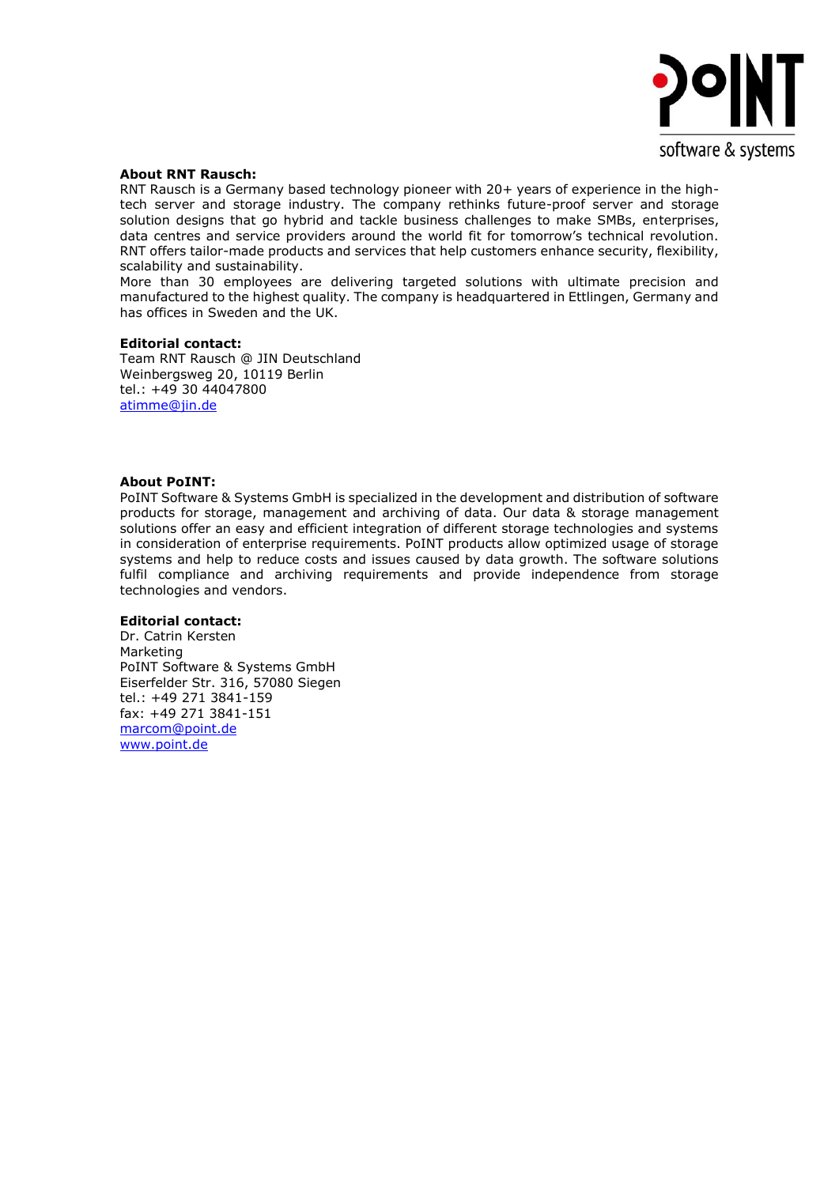**About RNT Rausch:**
RNT Rausch is a Germany based technology pioneer with 20+ years of experience in the high-tech server and storage industry. The company rethinks future-proof server and storage solution designs that go hybrid and tackle business challenges to make SMBs, enterprises, data centres and service providers around the world fit for tomorrow's technical revolution. RNT offers tailor-made products and services that help customers enhance security, flexibility, scalability and sustainability.
More than 30 employees are delivering targeted solutions with ultimate precision and manufactured to the highest quality. The company is headquartered in Ettlingen, Germany and has offices in Sweden and the UK.

**Editorial contact:**
Team RNT Rausch @ JIN Deutschland
Weinbergsweg 20, 10119 Berlin
tel.: +49 30 44047800
atimme@jin.de

**About PoINT:**
PoINT Software & Systems GmbH is specialized in the development and distribution of software products for storage, management and archiving of data. Our data & storage management solutions offer an easy and efficient integration of different storage technologies and systems in consideration of enterprise requirements. PoINT products allow optimized usage of storage systems and help to reduce costs and issues caused by data growth. The software solutions fulfil compliance and archiving requirements and provide independence from storage technologies and vendors.

**Editorial contact:**
Dr. Catrin Kersten
Marketing
PoINT Software & Systems GmbH
Eiserfelder Str. 316, 57080 Siegen
tel.: +49 271 3841-159
fax: +49 271 3841-151
marcom@point.de
www.point.de